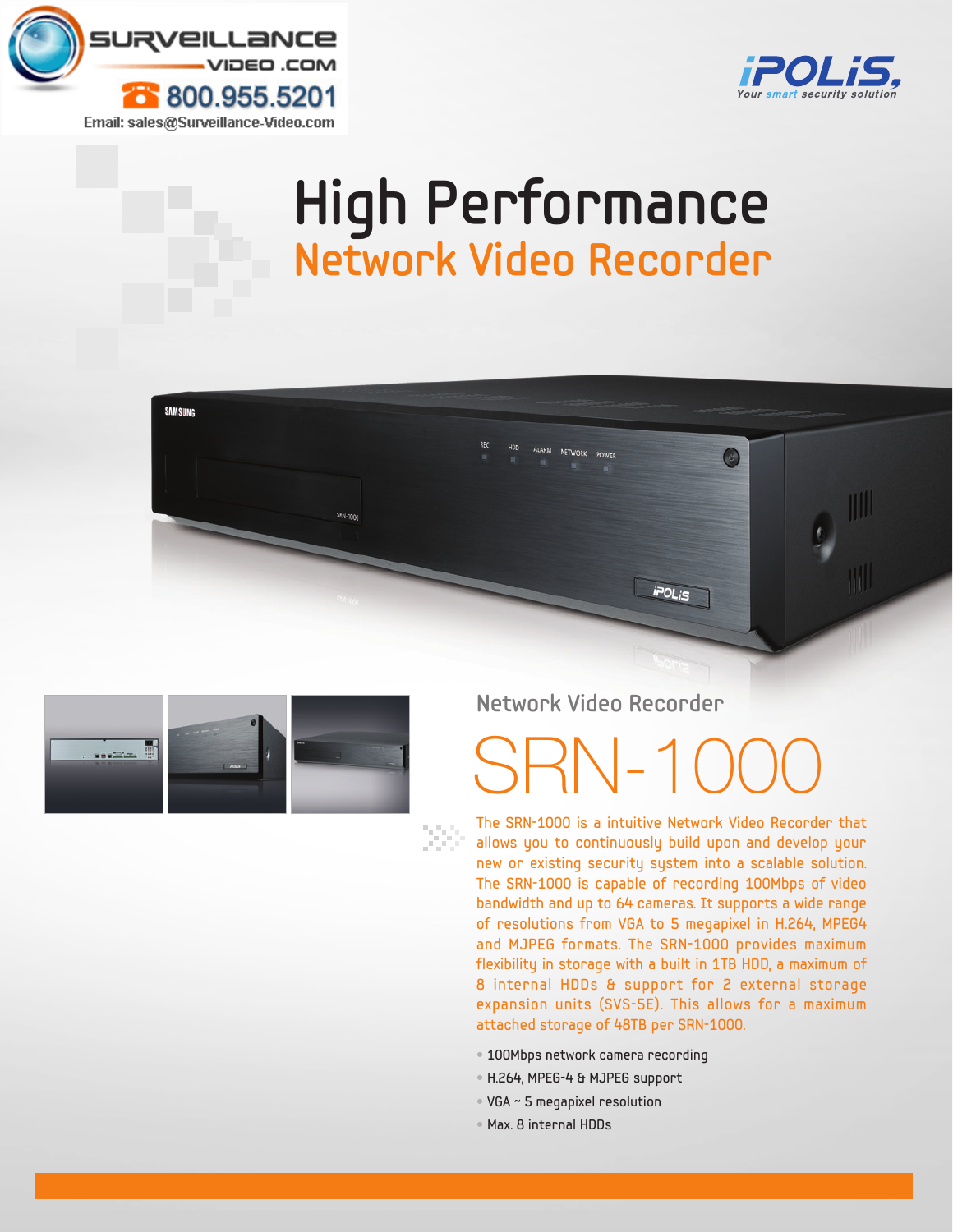SURVEILLANCE VIDEO.COM

800.955.5201

Email: sales@Surveillance-Video.com

iPOLiS
Your smart security solution

# High Performance
## Network Video Recorder

Network Video Recorder

# SRN-1000

The SRN-1000 is a intuitive Network Video Recorder that allows you to continuously build upon and develop your new or existing security system into a scalable solution. The SRN-1000 is capable of recording 100Mbps of video bandwidth and up to 64 cameras. It supports a wide range of resolutions from VGA to 5 megapixel in H.264, MPEG4 and MJPEG formats. The SRN-1000 provides maximum flexibility in storage with a built in 1TB HDD, a maximum of 8 internal HDDs & support for 2 external storage expansion units (SVS-5E). This allows for a maximum attached storage of 48TB per SRN-1000.

- 100Mbps network camera recording
- H.264, MPEG-4 & MJPEG support
- VGA ~ 5 megapixel resolution
- Max. 8 internal HDDs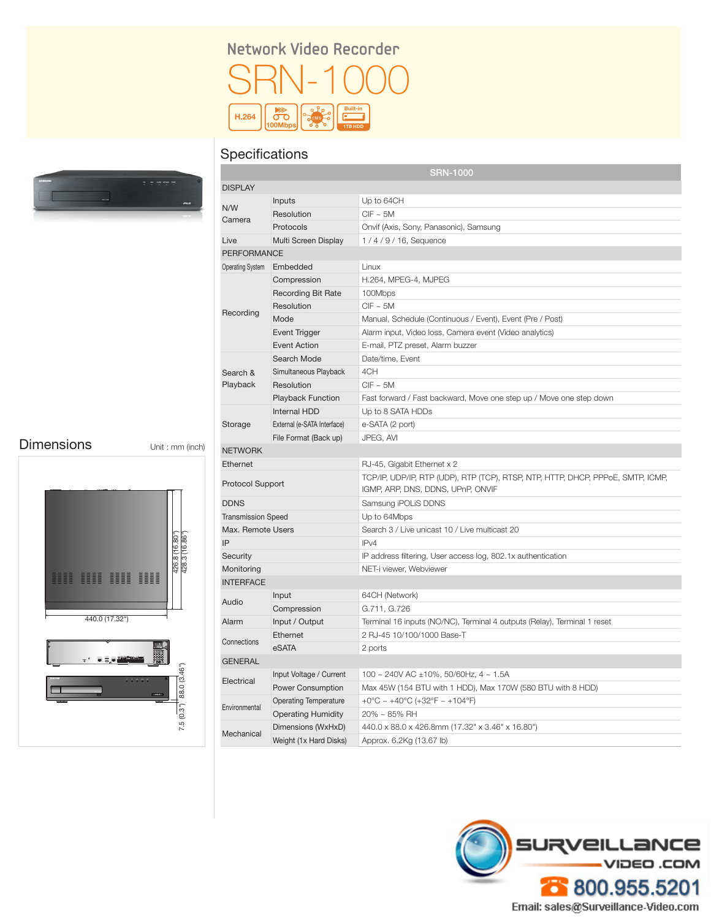# Network Video Recorder

# SRN-1000

H.264 | 100Mbps | CMS | Built-in 1TB HDD

## Specifications

| | | SRN-1000 |
|---|---|---|
| DISPLAY | | |
| N/W Camera | Inputs | Up to 64CH |
| | Resolution | CIF ~ 5M |
| | Protocols | Onvif (Axis, Sony, Panasonic), Samsung |
| Live | Multi Screen Display | 1 / 4 / 9 / 16, Sequence |
| PERFORMANCE | | |
| Operating System | Embedded | Linux |
| Recording | Compression | H.264, MPEG-4, MJPEG |
| | Recording Bit Rate | 100Mbps |
| | Resolution | CIF ~ 5M |
| | Mode | Manual, Schedule (Continuous / Event), Event (Pre / Post) |
| | Event Trigger | Alarm input, Video loss, Camera event (Video analytics) |
| | Event Action | E-mail, PTZ preset, Alarm buzzer |
| Search & Playback | Search Mode | Date/time, Event |
| | Simultaneous Playback | 4CH |
| | Resolution | CIF ~ 5M |
| | Playback Function | Fast forward / Fast backward, Move one step up / Move one step down |
| Storage | Internal HDD | Up to 8 SATA HDDs |
| | External (e-SATA Interface) | e-SATA (2 port) |
| | File Format (Back up) | JPEG, AVI |
| NETWORK | | |
| Ethernet | | RJ-45, Gigabit Ethernet x 2 |
| Protocol Support | | TCP/IP, UDP/IP, RTP (UDP), RTP (TCP), RTSP, NTP, HTTP, DHCP, PPPoE, SMTP, ICMP, IGMP, ARP, DNS, DDNS, UPnP, ONVIF |
| DDNS | | Samsung iPOLiS DDNS |
| Transmission Speed | | Up to 64Mbps |
| Max. Remote Users | | Search 3 / Live unicast 10 / Live multicast 20 |
| IP | | IPv4 |
| Security | | IP address filtering, User access log, 802.1x authentication |
| Monitoring | | NET-i viewer, Webviewer |
| INTERFACE | | |
| Audio | Input | 64CH (Network) |
| | Compression | G.711, G.726 |
| Alarm | Input / Output | Terminal 16 inputs (NO/NC), Terminal 4 outputs (Relay), Terminal 1 reset |
| Connections | Ethernet | 2 RJ-45 10/100/1000 Base-T |
| | eSATA | 2 ports |
| GENERAL | | |
| Electrical | Input Voltage / Current | 100 ~ 240V AC ±10%, 50/60Hz, 4 ~ 1.5A |
| | Power Consumption | Max 45W (154 BTU with 1 HDD), Max 170W (580 BTU with 8 HDD) |
| Environmental | Operating Temperature | +0°C ~ +40°C (+32°F ~ +104°F) |
| | Operating Humidity | 20% ~ 85% RH |
| Mechanical | Dimensions (WxHxD) | 440.0 x 88.0 x 426.8mm (17.32" x 3.46" x 16.80") |
| | Weight (1x Hard Disks) | Approx. 6.2Kg (13.67 lb) |

## Dimensions

Unit : mm (inch)

440.0 (17.32")
426.8 (16.80")
428.3 (16.86")
88.0 (3.46")
7.5 (0.3")

SURVEILLANCE VIDEO .COM
800.955.5201
Email: sales@Surveillance-Video.com